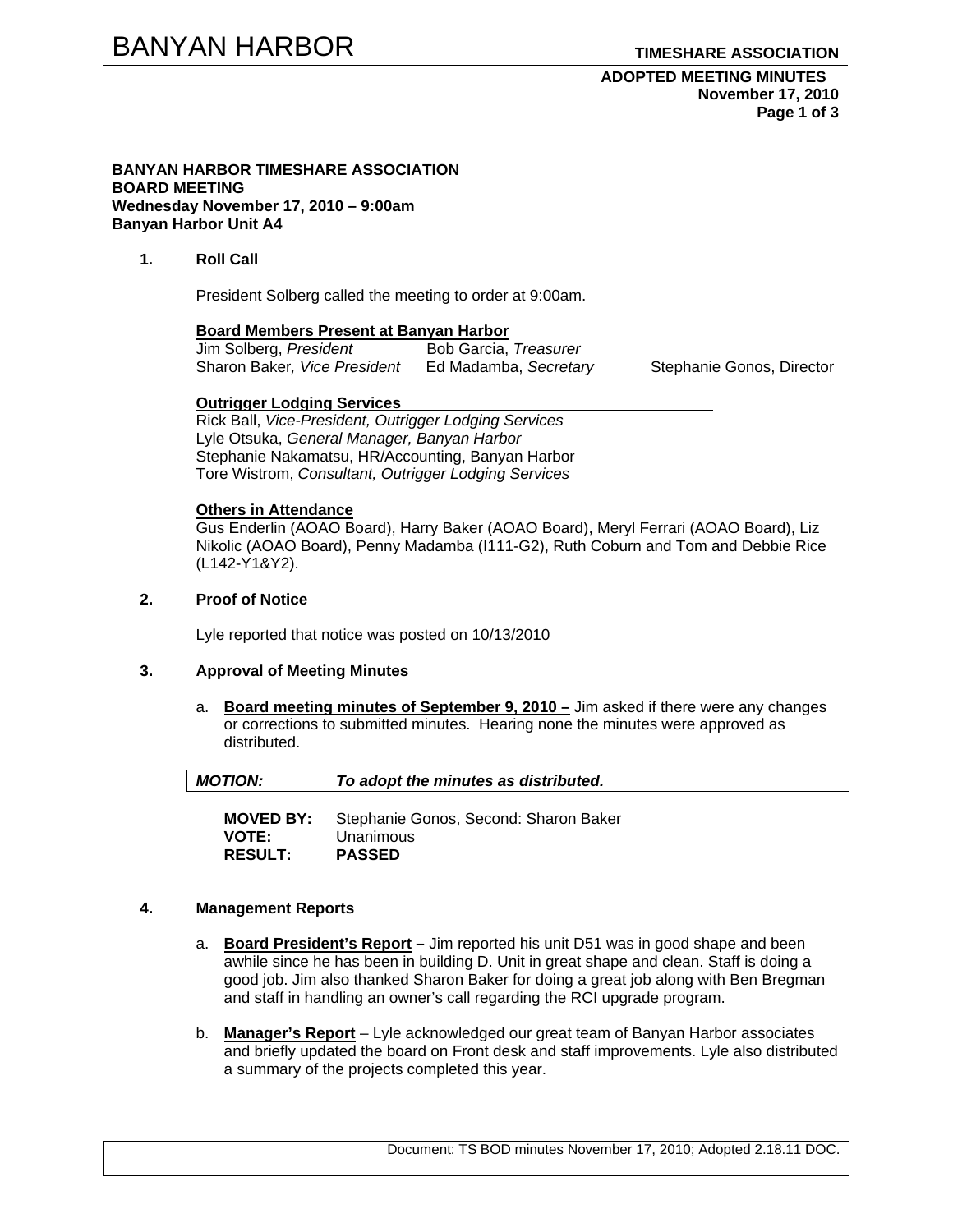**BANYAN HARBOR TIMESHARE ASSOCIATION**
**BOARD MEETING**
**Wednesday November 17, 2010 – 9:00am**
**Banyan Harbor Unit A4**

## 1. Roll Call

President Solberg called the meeting to order at 9:00am.

**Board Members Present at Banyan Harbor**

Jim Solberg, *President*
Bob Garcia, *Treasurer*
Sharon Baker, *Vice President*
Ed Madamba, *Secretary*
Stephanie Gonos, Director

**Outrigger Lodging Services**

Rick Ball, *Vice-President, Outrigger Lodging Services*
Lyle Otsuka, *General Manager, Banyan Harbor*
Stephanie Nakamatsu, HR/Accounting, Banyan Harbor
Tore Wistrom, *Consultant, Outrigger Lodging Services*

**Others in Attendance**

Gus Enderlin (AOAO Board), Harry Baker (AOAO Board), Meryl Ferrari (AOAO Board), Liz Nikolic (AOAO Board), Penny Madamba (I111-G2), Ruth Coburn and Tom and Debbie Rice (L142-Y1&Y2).

## 2. Proof of Notice

Lyle reported that notice was posted on 10/13/2010

## 3. Approval of Meeting Minutes

a. **Board meeting minutes of September 9, 2010 –** Jim asked if there were any changes or corrections to submitted minutes. Hearing none the minutes were approved as distributed.

| ***MOTION:*** | ***To adopt the minutes as distributed.*** |
|---|---|

**MOVED BY:** Stephanie Gonos, Second: Sharon Baker
**VOTE:** Unanimous
**RESULT:** **PASSED**

## 4. Management Reports

a. **Board President's Report –** Jim reported his unit D51 was in good shape and been awhile since he has been in building D. Unit in great shape and clean. Staff is doing a good job. Jim also thanked Sharon Baker for doing a great job along with Ben Bregman and staff in handling an owner's call regarding the RCI upgrade program.

b. **Manager's Report** – Lyle acknowledged our great team of Banyan Harbor associates and briefly updated the board on Front desk and staff improvements. Lyle also distributed a summary of the projects completed this year.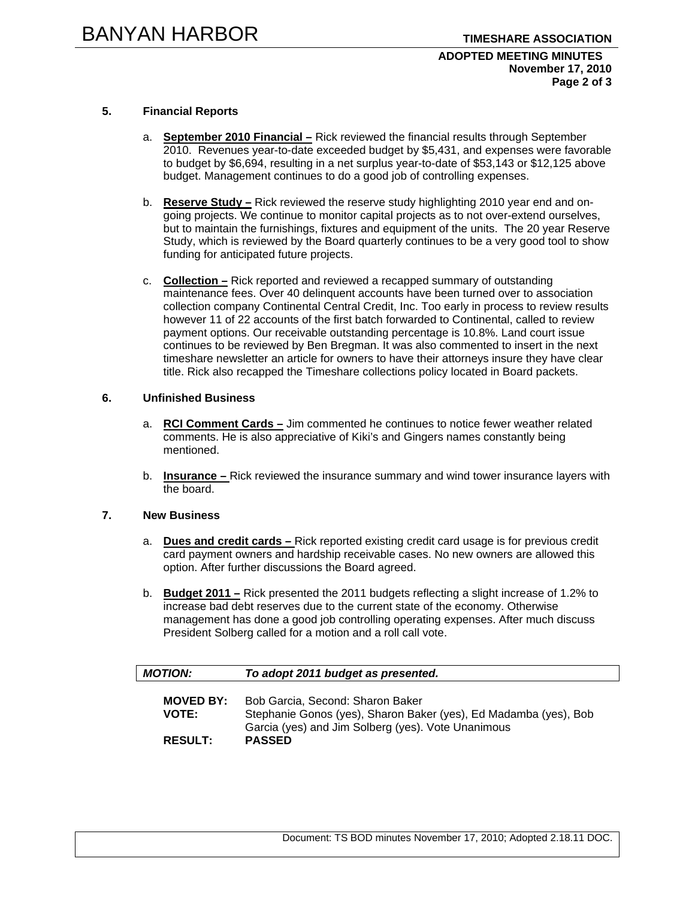## 5. Financial Reports

a. **September 2010 Financial –** Rick reviewed the financial results through September 2010. Revenues year-to-date exceeded budget by $5,431, and expenses were favorable to budget by $6,694, resulting in a net surplus year-to-date of $53,143 or $12,125 above budget. Management continues to do a good job of controlling expenses.

b. **Reserve Study –** Rick reviewed the reserve study highlighting 2010 year end and on-going projects. We continue to monitor capital projects as to not over-extend ourselves, but to maintain the furnishings, fixtures and equipment of the units. The 20 year Reserve Study, which is reviewed by the Board quarterly continues to be a very good tool to show funding for anticipated future projects.

c. **Collection –** Rick reported and reviewed a recapped summary of outstanding maintenance fees. Over 40 delinquent accounts have been turned over to association collection company Continental Central Credit, Inc. Too early in process to review results however 11 of 22 accounts of the first batch forwarded to Continental, called to review payment options. Our receivable outstanding percentage is 10.8%. Land court issue continues to be reviewed by Ben Bregman. It was also commented to insert in the next timeshare newsletter an article for owners to have their attorneys insure they have clear title. Rick also recapped the Timeshare collections policy located in Board packets.

## 6. Unfinished Business

a. **RCI Comment Cards –** Jim commented he continues to notice fewer weather related comments. He is also appreciative of Kiki's and Gingers names constantly being mentioned.

b. **Insurance –** Rick reviewed the insurance summary and wind tower insurance layers with the board.

## 7. New Business

a. **Dues and credit cards –** Rick reported existing credit card usage is for previous credit card payment owners and hardship receivable cases. No new owners are allowed this option. After further discussions the Board agreed.

b. **Budget 2011 –** Rick presented the 2011 budgets reflecting a slight increase of 1.2% to increase bad debt reserves due to the current state of the economy. Otherwise management has done a good job controlling operating expenses. After much discuss President Solberg called for a motion and a roll call vote.

***MOTION:*** ***To adopt 2011 budget as presented.***

**MOVED BY:** Bob Garcia, Second: Sharon Baker
**VOTE:** Stephanie Gonos (yes), Sharon Baker (yes), Ed Madamba (yes), Bob Garcia (yes) and Jim Solberg (yes). Vote Unanimous
**RESULT:** **PASSED**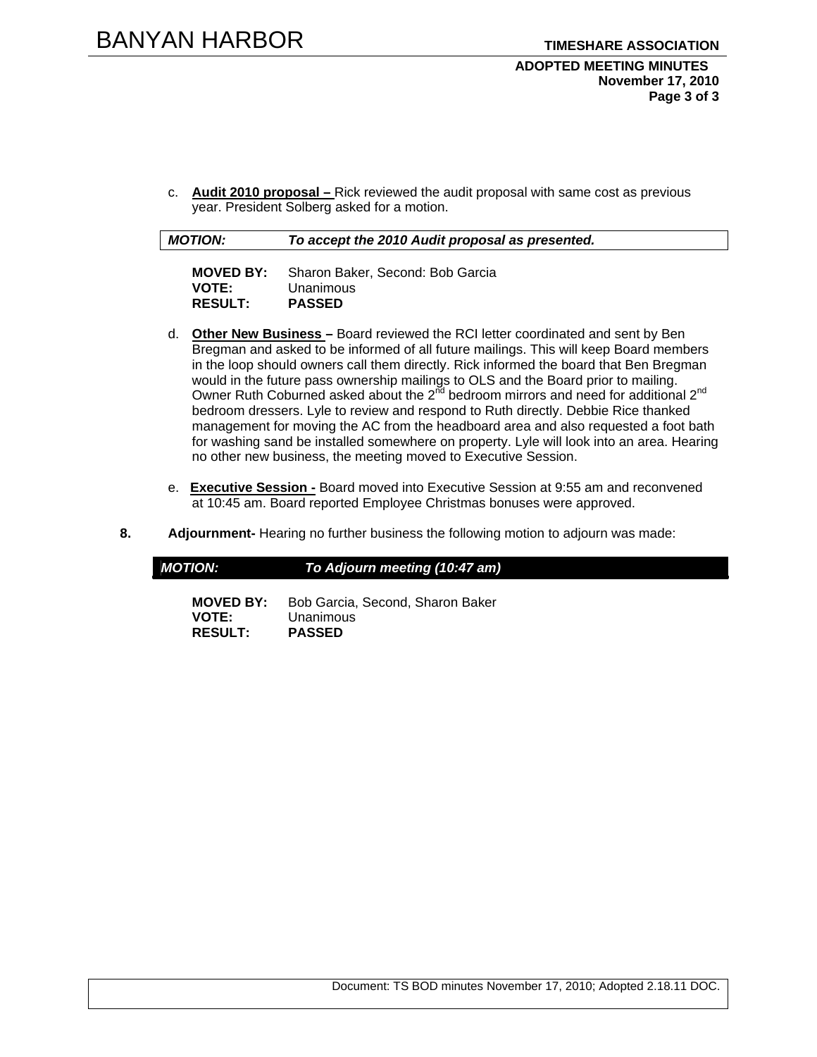c. **Audit 2010 proposal –** Rick reviewed the audit proposal with same cost as previous year. President Solberg asked for a motion.

| ***MOTION:*** | ***To accept the 2010 Audit proposal as presented.*** |
|---|---|

**MOVED BY:** Sharon Baker, Second: Bob Garcia
**VOTE:** Unanimous
**RESULT:** **PASSED**

d. **Other New Business –** Board reviewed the RCI letter coordinated and sent by Ben Bregman and asked to be informed of all future mailings. This will keep Board members in the loop should owners call them directly. Rick informed the board that Ben Bregman would in the future pass ownership mailings to OLS and the Board prior to mailing. Owner Ruth Coburned asked about the 2nd bedroom mirrors and need for additional 2nd bedroom dressers. Lyle to review and respond to Ruth directly. Debbie Rice thanked management for moving the AC from the headboard area and also requested a foot bath for washing sand be installed somewhere on property. Lyle will look into an area. Hearing no other new business, the meeting moved to Executive Session.

e. **Executive Session -** Board moved into Executive Session at 9:55 am and reconvened at 10:45 am. Board reported Employee Christmas bonuses were approved.

**8. Adjournment-** Hearing no further business the following motion to adjourn was made:

| ***MOTION:*** | ***To Adjourn meeting (10:47 am)*** |
|---|---|

**MOVED BY:** Bob Garcia, Second, Sharon Baker
**VOTE:** Unanimous
**RESULT:** **PASSED**

Document: TS BOD minutes November 17, 2010; Adopted 2.18.11 DOC.